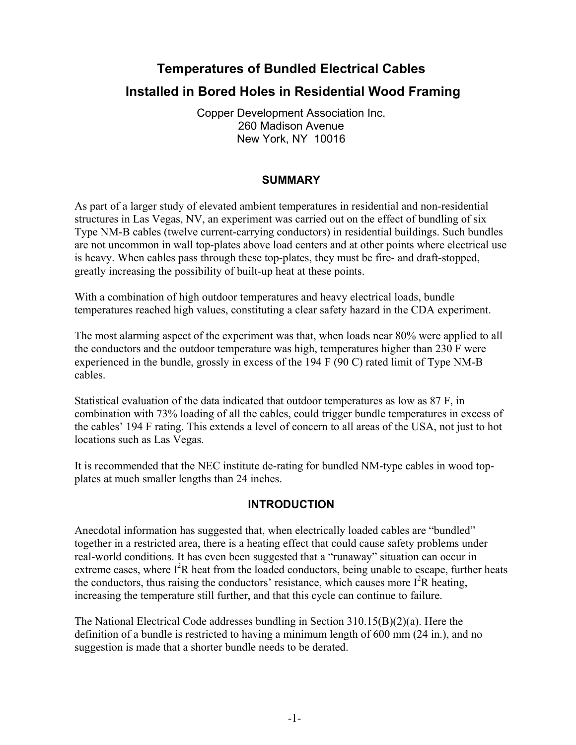# Temperatures of Bundled Electrical Cables Installed in Bored Holes in Residential Wood Framing

Copper Development Association Inc.
260 Madison Avenue
New York, NY 10016

## SUMMARY

As part of a larger study of elevated ambient temperatures in residential and non-residential structures in Las Vegas, NV, an experiment was carried out on the effect of bundling of six Type NM-B cables (twelve current-carrying conductors) in residential buildings. Such bundles are not uncommon in wall top-plates above load centers and at other points where electrical use is heavy. When cables pass through these top-plates, they must be fire- and draft-stopped, greatly increasing the possibility of built-up heat at these points.

With a combination of high outdoor temperatures and heavy electrical loads, bundle temperatures reached high values, constituting a clear safety hazard in the CDA experiment.

The most alarming aspect of the experiment was that, when loads near 80% were applied to all the conductors and the outdoor temperature was high, temperatures higher than 230 F were experienced in the bundle, grossly in excess of the 194 F (90 C) rated limit of Type NM-B cables.

Statistical evaluation of the data indicated that outdoor temperatures as low as 87 F, in combination with 73% loading of all the cables, could trigger bundle temperatures in excess of the cables' 194 F rating. This extends a level of concern to all areas of the USA, not just to hot locations such as Las Vegas.

It is recommended that the NEC institute de-rating for bundled NM-type cables in wood top-plates at much smaller lengths than 24 inches.

## INTRODUCTION

Anecdotal information has suggested that, when electrically loaded cables are "bundled" together in a restricted area, there is a heating effect that could cause safety problems under real-world conditions. It has even been suggested that a "runaway" situation can occur in extreme cases, where $I^2R$ heat from the loaded conductors, being unable to escape, further heats the conductors, thus raising the conductors' resistance, which causes more $I^2R$ heating, increasing the temperature still further, and that this cycle can continue to failure.

The National Electrical Code addresses bundling in Section 310.15(B)(2)(a). Here the definition of a bundle is restricted to having a minimum length of 600 mm (24 in.), and no suggestion is made that a shorter bundle needs to be derated.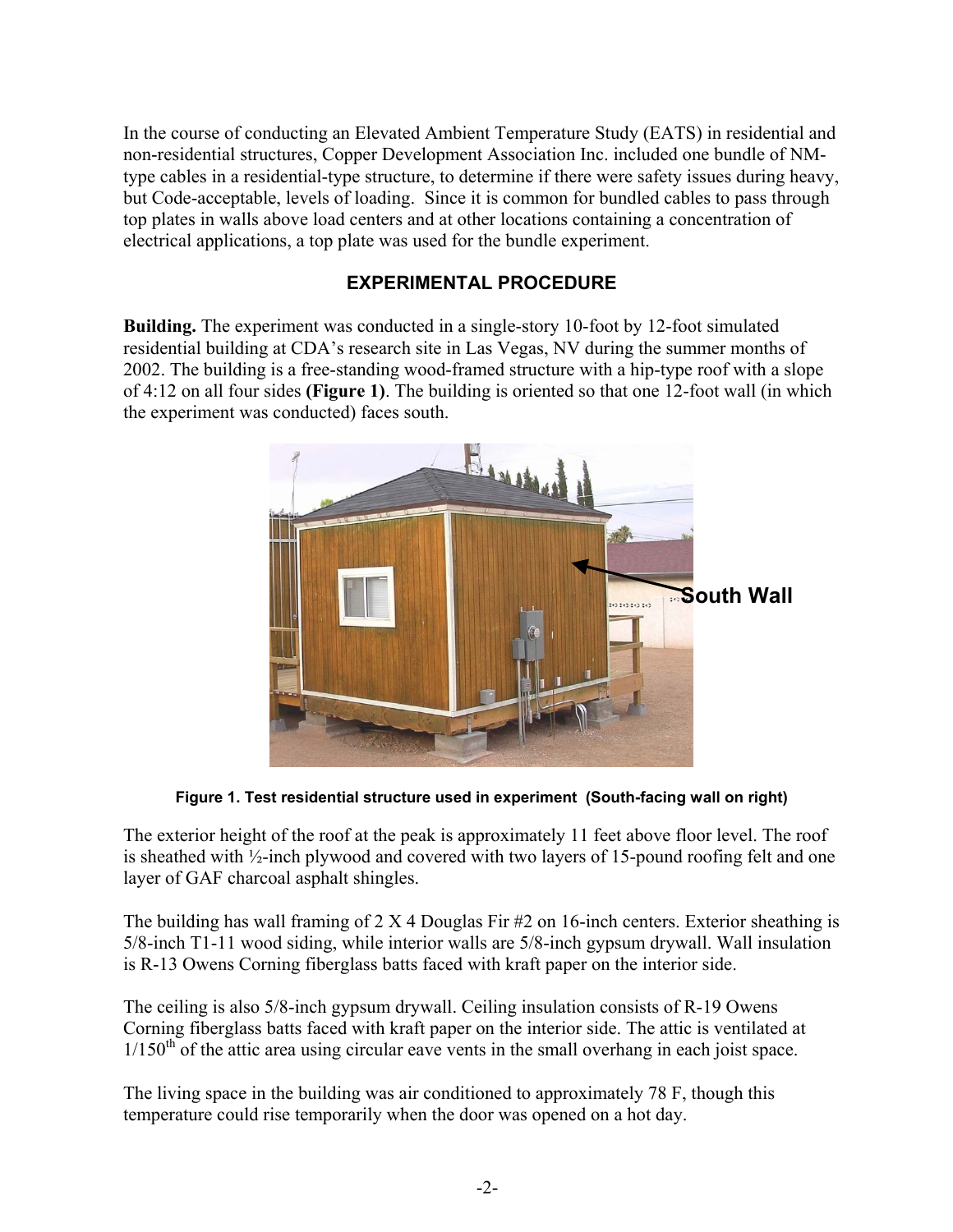In the course of conducting an Elevated Ambient Temperature Study (EATS) in residential and non-residential structures, Copper Development Association Inc. included one bundle of NM-type cables in a residential-type structure, to determine if there were safety issues during heavy, but Code-acceptable, levels of loading. Since it is common for bundled cables to pass through top plates in walls above load centers and at other locations containing a concentration of electrical applications, a top plate was used for the bundle experiment.

## EXPERIMENTAL PROCEDURE

**Building.** The experiment was conducted in a single-story 10-foot by 12-foot simulated residential building at CDA's research site in Las Vegas, NV during the summer months of 2002. The building is a free-standing wood-framed structure with a hip-type roof with a slope of 4:12 on all four sides **(Figure 1)**. The building is oriented so that one 12-foot wall (in which the experiment was conducted) faces south.

**Figure 1. Test residential structure used in experiment (South-facing wall on right)**

The exterior height of the roof at the peak is approximately 11 feet above floor level. The roof is sheathed with ½-inch plywood and covered with two layers of 15-pound roofing felt and one layer of GAF charcoal asphalt shingles.

The building has wall framing of 2 X 4 Douglas Fir #2 on 16-inch centers. Exterior sheathing is 5/8-inch T1-11 wood siding, while interior walls are 5/8-inch gypsum drywall. Wall insulation is R-13 Owens Corning fiberglass batts faced with kraft paper on the interior side.

The ceiling is also 5/8-inch gypsum drywall. Ceiling insulation consists of R-19 Owens Corning fiberglass batts faced with kraft paper on the interior side. The attic is ventilated at $1/150^{th}$ of the attic area using circular eave vents in the small overhang in each joist space.

The living space in the building was air conditioned to approximately 78 F, though this temperature could rise temporarily when the door was opened on a hot day.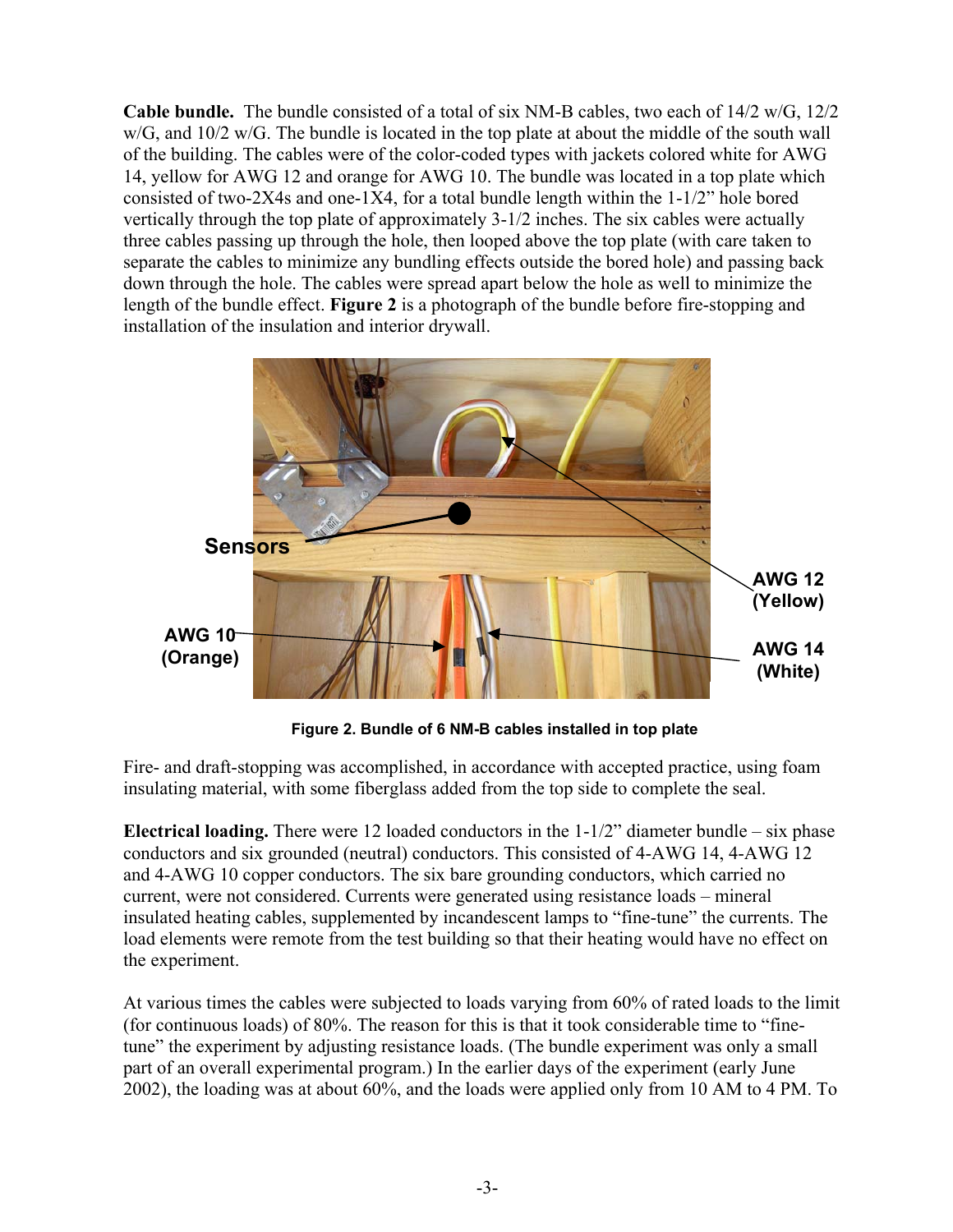**Cable bundle.** The bundle consisted of a total of six NM-B cables, two each of 14/2 w/G, 12/2 w/G, and 10/2 w/G. The bundle is located in the top plate at about the middle of the south wall of the building. The cables were of the color-coded types with jackets colored white for AWG 14, yellow for AWG 12 and orange for AWG 10. The bundle was located in a top plate which consisted of two-2X4s and one-1X4, for a total bundle length within the 1-1/2" hole bored vertically through the top plate of approximately 3-1/2 inches. The six cables were actually three cables passing up through the hole, then looped above the top plate (with care taken to separate the cables to minimize any bundling effects outside the bored hole) and passing back down through the hole. The cables were spread apart below the hole as well to minimize the length of the bundle effect. **Figure 2** is a photograph of the bundle before fire-stopping and installation of the insulation and interior drywall.

**Figure 2. Bundle of 6 NM-B cables installed in top plate**

Fire- and draft-stopping was accomplished, in accordance with accepted practice, using foam insulating material, with some fiberglass added from the top side to complete the seal.

**Electrical loading.** There were 12 loaded conductors in the 1-1/2" diameter bundle – six phase conductors and six grounded (neutral) conductors. This consisted of 4-AWG 14, 4-AWG 12 and 4-AWG 10 copper conductors. The six bare grounding conductors, which carried no current, were not considered. Currents were generated using resistance loads – mineral insulated heating cables, supplemented by incandescent lamps to "fine-tune" the currents. The load elements were remote from the test building so that their heating would have no effect on the experiment.

At various times the cables were subjected to loads varying from 60% of rated loads to the limit (for continuous loads) of 80%. The reason for this is that it took considerable time to "fine-tune" the experiment by adjusting resistance loads. (The bundle experiment was only a small part of an overall experimental program.) In the earlier days of the experiment (early June 2002), the loading was at about 60%, and the loads were applied only from 10 AM to 4 PM. To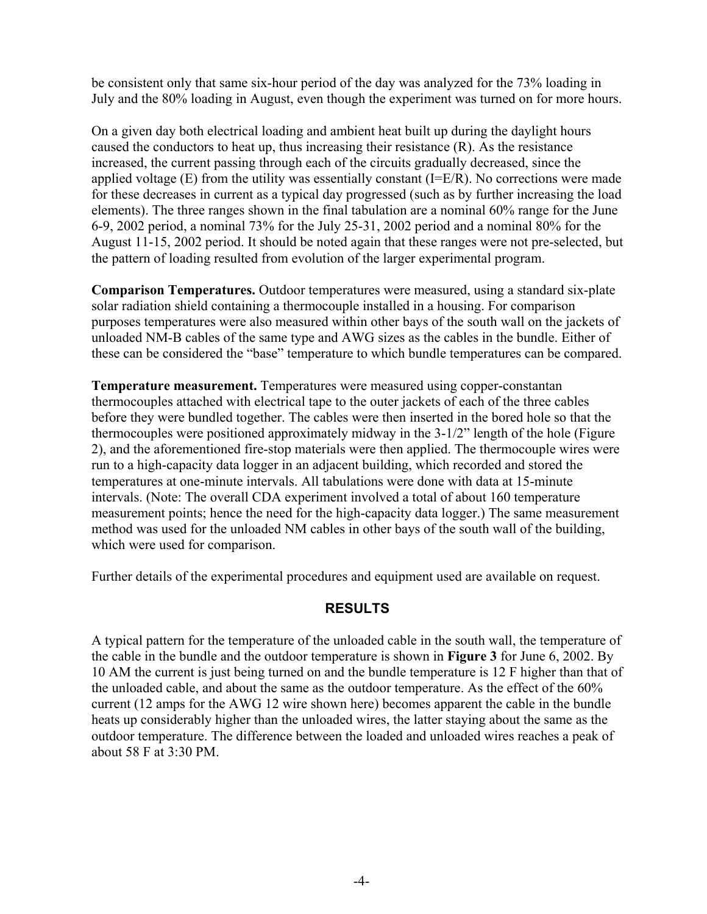be consistent only that same six-hour period of the day was analyzed for the 73% loading in July and the 80% loading in August, even though the experiment was turned on for more hours.

On a given day both electrical loading and ambient heat built up during the daylight hours caused the conductors to heat up, thus increasing their resistance (R). As the resistance increased, the current passing through each of the circuits gradually decreased, since the applied voltage (E) from the utility was essentially constant (I=E/R). No corrections were made for these decreases in current as a typical day progressed (such as by further increasing the load elements). The three ranges shown in the final tabulation are a nominal 60% range for the June 6-9, 2002 period, a nominal 73% for the July 25-31, 2002 period and a nominal 80% for the August 11-15, 2002 period. It should be noted again that these ranges were not pre-selected, but the pattern of loading resulted from evolution of the larger experimental program.

**Comparison Temperatures.** Outdoor temperatures were measured, using a standard six-plate solar radiation shield containing a thermocouple installed in a housing. For comparison purposes temperatures were also measured within other bays of the south wall on the jackets of unloaded NM-B cables of the same type and AWG sizes as the cables in the bundle. Either of these can be considered the "base" temperature to which bundle temperatures can be compared.

**Temperature measurement.** Temperatures were measured using copper-constantan thermocouples attached with electrical tape to the outer jackets of each of the three cables before they were bundled together. The cables were then inserted in the bored hole so that the thermocouples were positioned approximately midway in the 3-1/2" length of the hole (Figure 2), and the aforementioned fire-stop materials were then applied. The thermocouple wires were run to a high-capacity data logger in an adjacent building, which recorded and stored the temperatures at one-minute intervals. All tabulations were done with data at 15-minute intervals. (Note: The overall CDA experiment involved a total of about 160 temperature measurement points; hence the need for the high-capacity data logger.) The same measurement method was used for the unloaded NM cables in other bays of the south wall of the building, which were used for comparison.

Further details of the experimental procedures and equipment used are available on request.

## RESULTS

A typical pattern for the temperature of the unloaded cable in the south wall, the temperature of the cable in the bundle and the outdoor temperature is shown in **Figure 3** for June 6, 2002. By 10 AM the current is just being turned on and the bundle temperature is 12 F higher than that of the unloaded cable, and about the same as the outdoor temperature. As the effect of the 60% current (12 amps for the AWG 12 wire shown here) becomes apparent the cable in the bundle heats up considerably higher than the unloaded wires, the latter staying about the same as the outdoor temperature. The difference between the loaded and unloaded wires reaches a peak of about 58 F at 3:30 PM.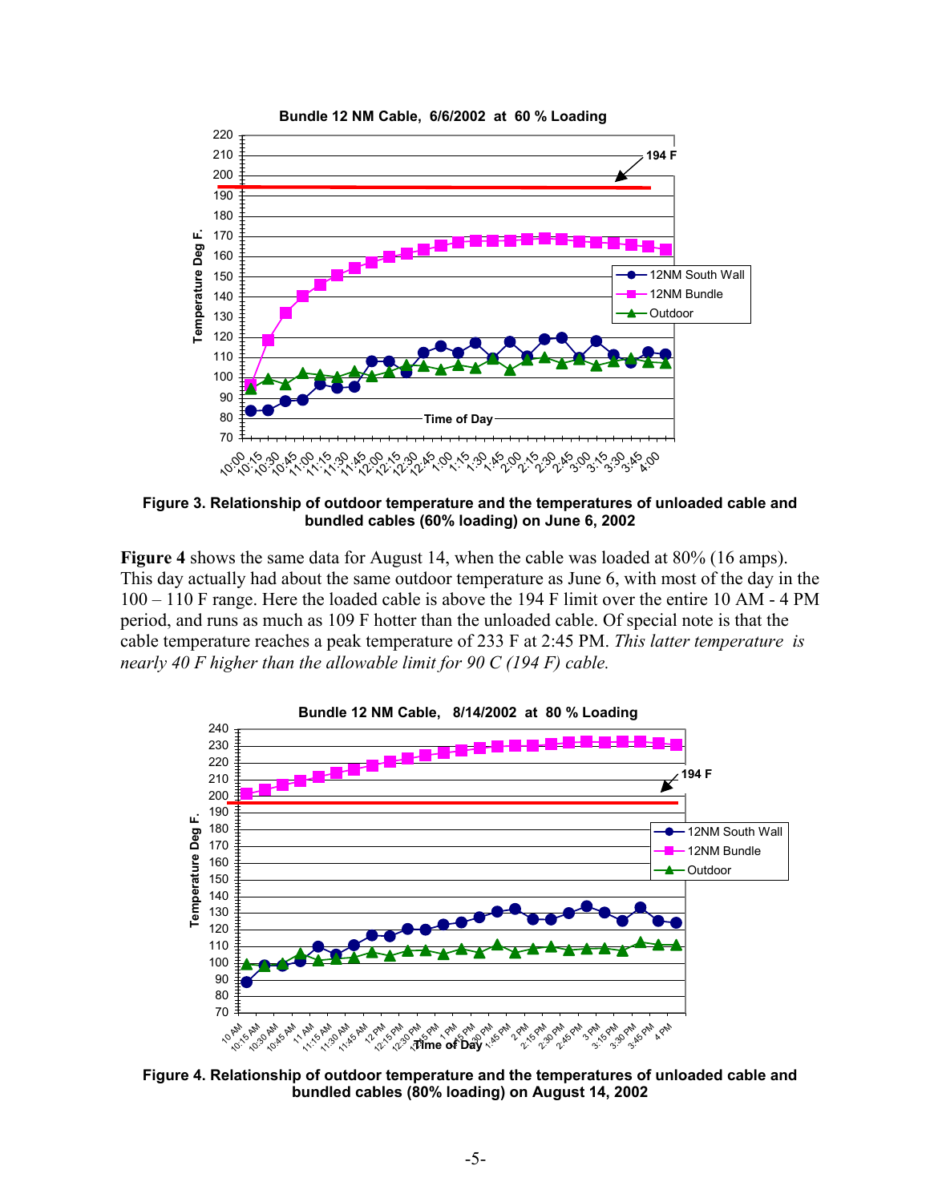Figure 3. Relationship of outdoor temperature and the temperatures of unloaded cable and bundled cables (60% loading) on June 6, 2002

**Figure 4** shows the same data for August 14, when the cable was loaded at 80% (16 amps). This day actually had about the same outdoor temperature as June 6, with most of the day in the 100 – 110 F range. Here the loaded cable is above the 194 F limit over the entire 10 AM - 4 PM period, and runs as much as 109 F hotter than the unloaded cable. Of special note is that the cable temperature reaches a peak temperature of 233 F at 2:45 PM. *This latter temperature is nearly 40 F higher than the allowable limit for 90 C (194 F) cable.*

Figure 4. Relationship of outdoor temperature and the temperatures of unloaded cable and bundled cables (80% loading) on August 14, 2002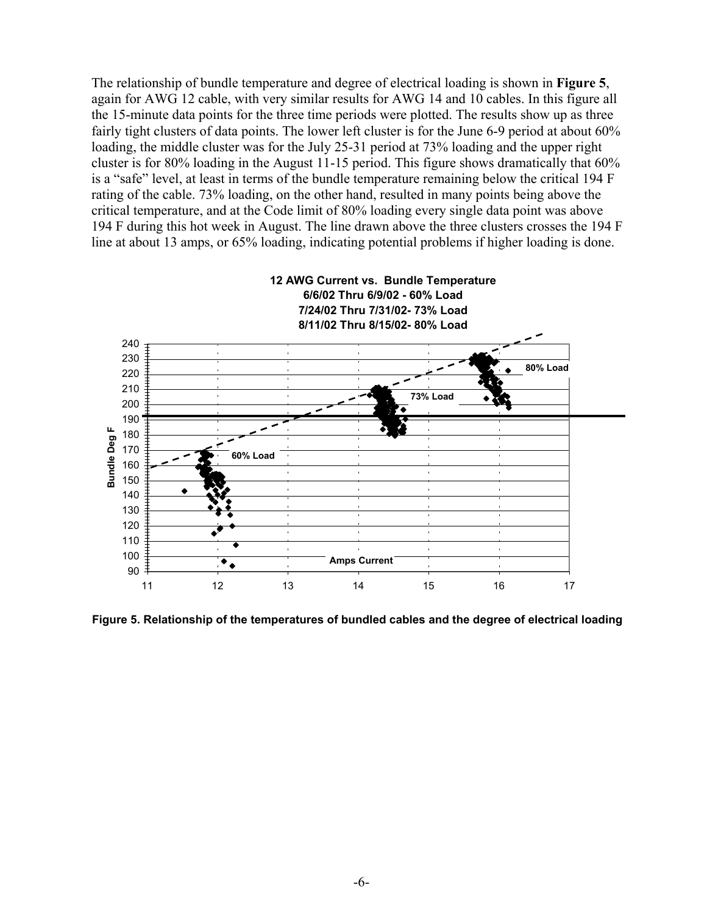The relationship of bundle temperature and degree of electrical loading is shown in **Figure 5**, again for AWG 12 cable, with very similar results for AWG 14 and 10 cables. In this figure all the 15-minute data points for the three time periods were plotted. The results show up as three fairly tight clusters of data points. The lower left cluster is for the June 6-9 period at about 60% loading, the middle cluster was for the July 25-31 period at 73% loading and the upper right cluster is for 80% loading in the August 11-15 period. This figure shows dramatically that 60% is a "safe" level, at least in terms of the bundle temperature remaining below the critical 194 F rating of the cable. 73% loading, on the other hand, resulted in many points being above the critical temperature, and at the Code limit of 80% loading every single data point was above 194 F during this hot week in August. The line drawn above the three clusters crosses the 194 F line at about 13 amps, or 65% loading, indicating potential problems if higher loading is done.

**Figure 5. Relationship of the temperatures of bundled cables and the degree of electrical loading**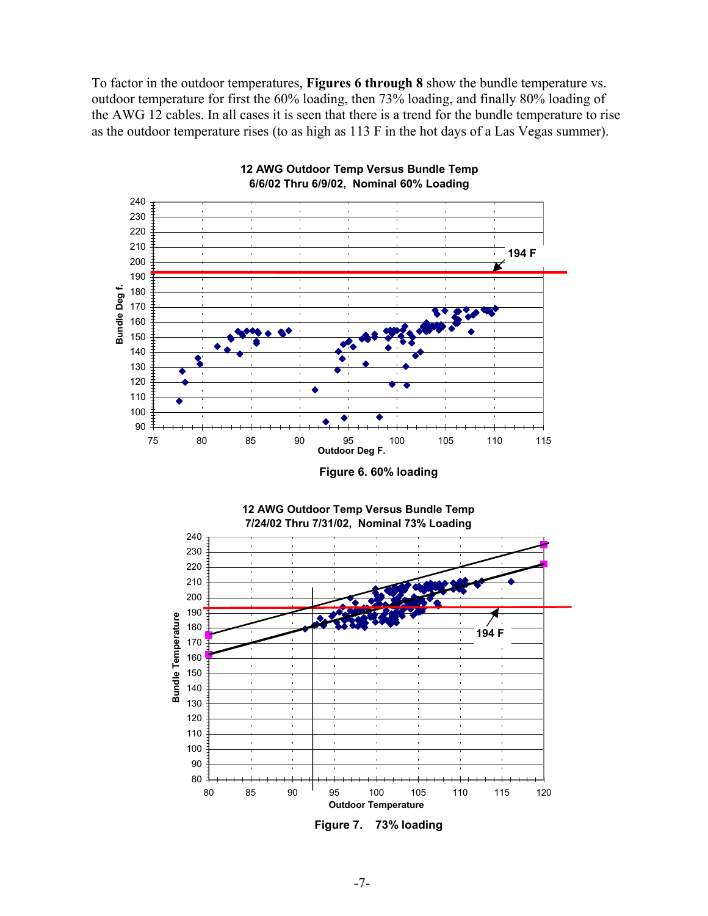To factor in the outdoor temperatures, **Figures 6 through 8** show the bundle temperature vs. outdoor temperature for first the 60% loading, then 73% loading, and finally 80% loading of the AWG 12 cables. In all cases it is seen that there is a trend for the bundle temperature to rise as the outdoor temperature rises (to as high as 113 F in the hot days of a Las Vegas summer).

**Figure 6. 60% loading**

**Figure 7. 73% loading**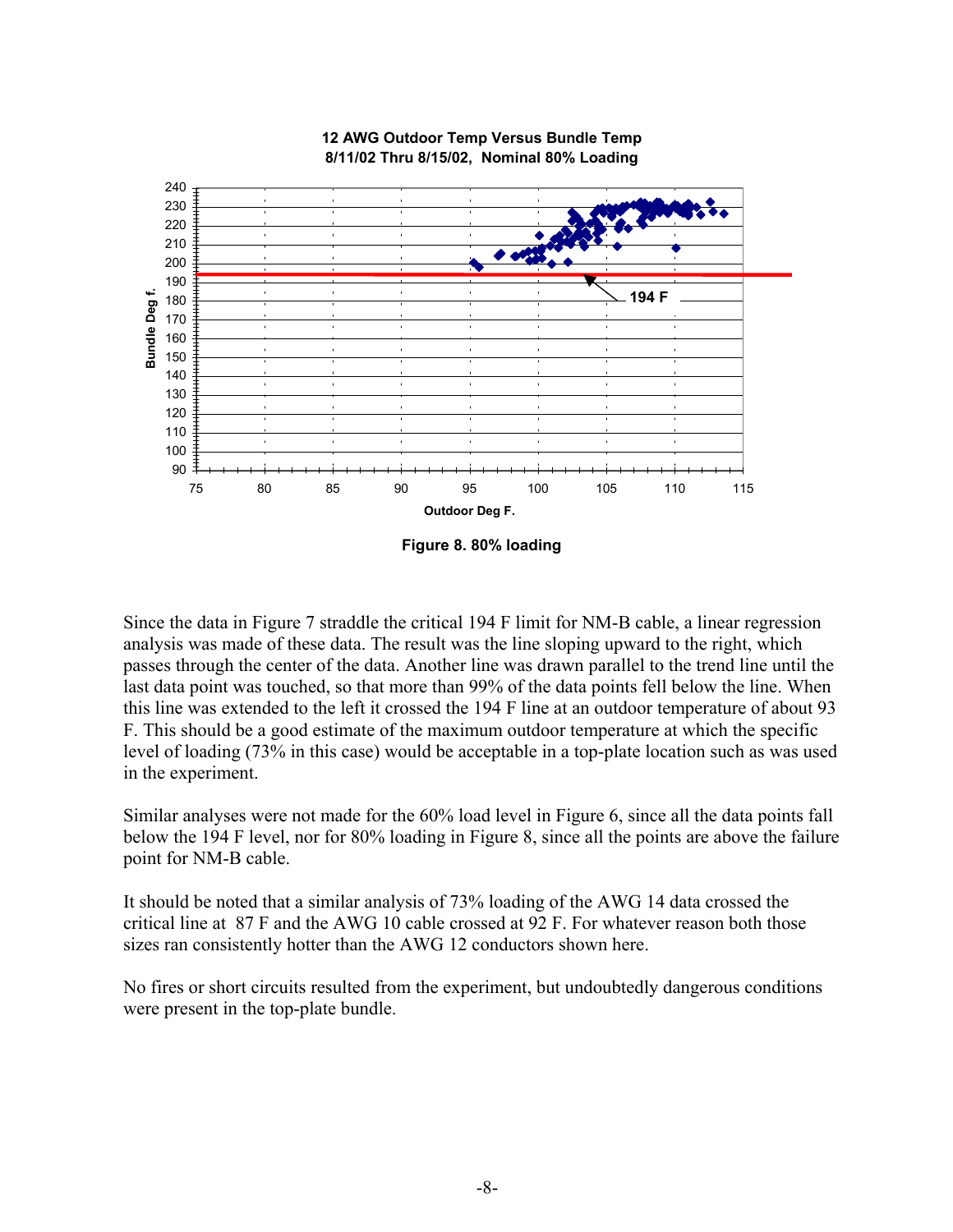**12 AWG Outdoor Temp Versus Bundle Temp**
**8/11/02 Thru 8/15/02, Nominal 80% Loading**

Figure 8. 80% loading

Since the data in Figure 7 straddle the critical 194 F limit for NM-B cable, a linear regression analysis was made of these data. The result was the line sloping upward to the right, which passes through the center of the data. Another line was drawn parallel to the trend line until the last data point was touched, so that more than 99% of the data points fell below the line. When this line was extended to the left it crossed the 194 F line at an outdoor temperature of about 93 F. This should be a good estimate of the maximum outdoor temperature at which the specific level of loading (73% in this case) would be acceptable in a top-plate location such as was used in the experiment.

Similar analyses were not made for the 60% load level in Figure 6, since all the data points fall below the 194 F level, nor for 80% loading in Figure 8, since all the points are above the failure point for NM-B cable.

It should be noted that a similar analysis of 73% loading of the AWG 14 data crossed the critical line at 87 F and the AWG 10 cable crossed at 92 F. For whatever reason both those sizes ran consistently hotter than the AWG 12 conductors shown here.

No fires or short circuits resulted from the experiment, but undoubtedly dangerous conditions were present in the top-plate bundle.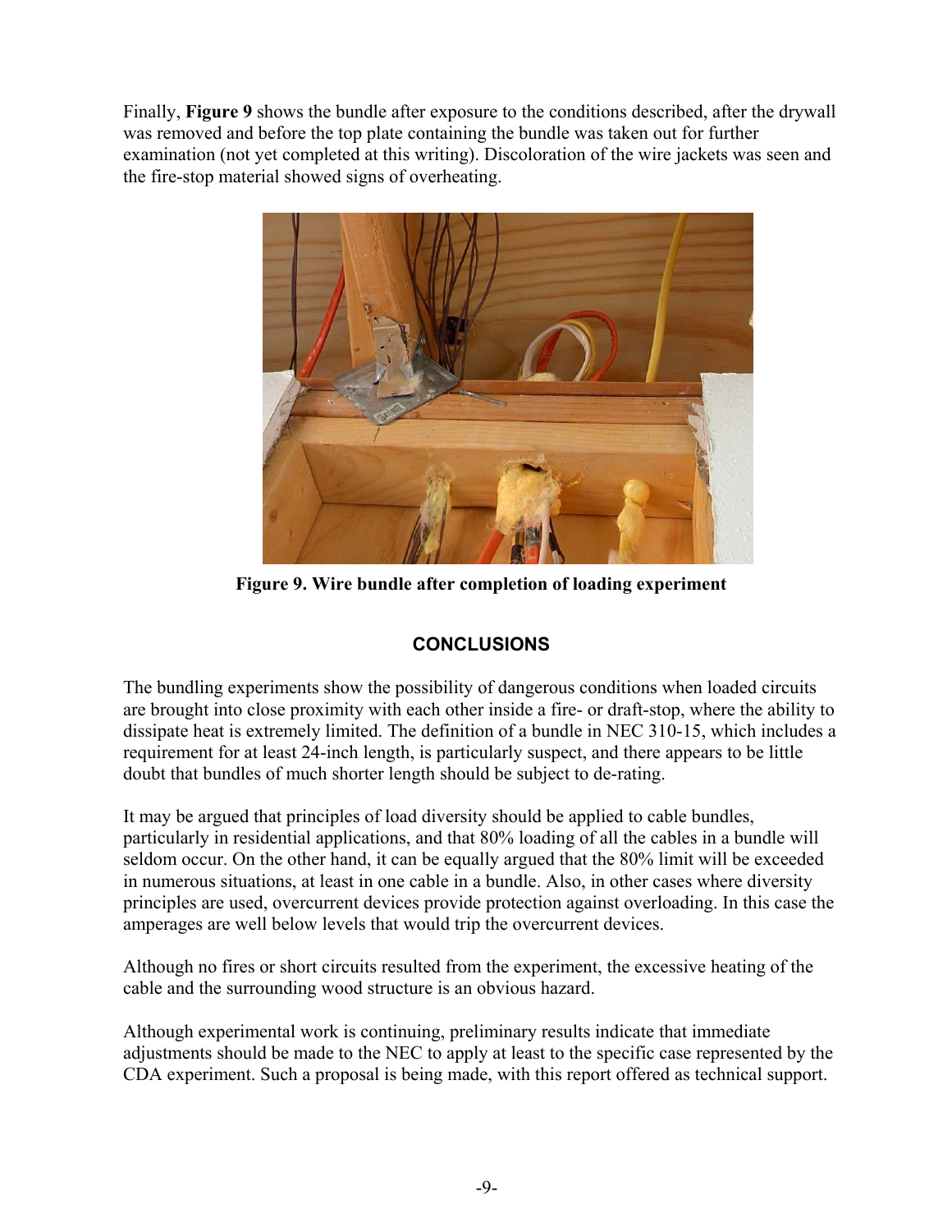Finally, **Figure 9** shows the bundle after exposure to the conditions described, after the drywall was removed and before the top plate containing the bundle was taken out for further examination (not yet completed at this writing). Discoloration of the wire jackets was seen and the fire-stop material showed signs of overheating.

**Figure 9. Wire bundle after completion of loading experiment**

## CONCLUSIONS

The bundling experiments show the possibility of dangerous conditions when loaded circuits are brought into close proximity with each other inside a fire- or draft-stop, where the ability to dissipate heat is extremely limited. The definition of a bundle in NEC 310-15, which includes a requirement for at least 24-inch length, is particularly suspect, and there appears to be little doubt that bundles of much shorter length should be subject to de-rating.

It may be argued that principles of load diversity should be applied to cable bundles, particularly in residential applications, and that 80% loading of all the cables in a bundle will seldom occur. On the other hand, it can be equally argued that the 80% limit will be exceeded in numerous situations, at least in one cable in a bundle. Also, in other cases where diversity principles are used, overcurrent devices provide protection against overloading. In this case the amperages are well below levels that would trip the overcurrent devices.

Although no fires or short circuits resulted from the experiment, the excessive heating of the cable and the surrounding wood structure is an obvious hazard.

Although experimental work is continuing, preliminary results indicate that immediate adjustments should be made to the NEC to apply at least to the specific case represented by the CDA experiment. Such a proposal is being made, with this report offered as technical support.